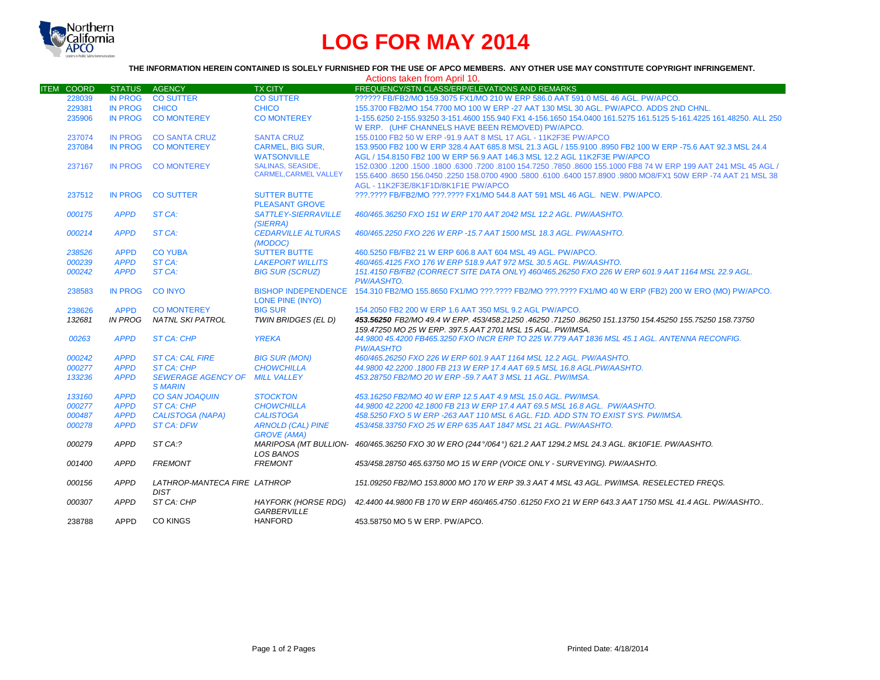# LOG FOR MAY 2014

**THE INFORMATION HEREIN CONTAINED IS SOLELY FURNISHED FOR THE USE OF APCO MEMBERS. ANY OTHER USE MAY CONSTITUTE COPYRIGHT INFRINGEMENT.**

Actions taken from April 10.

| ITEM | COORD | STATUS | AGENCY | TX CITY | FREQUENCY/STN CLASS/ERP/ELEVATIONS AND REMARKS |
|---|---|---|---|---|---|
| | 228039 | IN PROG | CO SUTTER | CO SUTTER | ?????? FB/FB2/MO 159.3075 FX1/MO 210 W ERP 586.0 AAT 591.0 MSL 46 AGL. PW/APCO. |
| | 229381 | IN PROG | CHICO | CHICO | 155.3700 FB2/MO 154.7700 MO 100 W ERP -27 AAT 130 MSL 30 AGL. PW/APCO. ADDS 2ND CHNL. |
| | 235906 | IN PROG | CO MONTEREY | CO MONTEREY | 1-155.6250 2-155.93250 3-151.4600 155.940 FX1 4-156.1650 154.0400 161.5275 161.5125 5-161.4225 161.48250. ALL 250 W ERP. (UHF CHANNELS HAVE BEEN REMOVED) PW/APCO. |
| | 237074 | IN PROG | CO SANTA CRUZ | SANTA CRUZ | 155.0100 FB2 50 W ERP -91.9 AAT 8 MSL 17 AGL - 11K2F3E PW/APCO |
| | 237084 | IN PROG | CO MONTEREY | CARMEL, BIG SUR, WATSONVILLE | 153.9500 FB2 100 W ERP 328.4 AAT 685.8 MSL 21.3 AGL / 155.9100 .8950 FB2 100 W ERP -75.6 AAT 92.3 MSL 24.4 AGL / 154.8150 FB2 100 W ERP 56.9 AAT 146.3 MSL 12.2 AGL 11K2F3E PW/APCO |
| | 237167 | IN PROG | CO MONTEREY | SALINAS, SEASIDE, CARMEL,CARMEL VALLEY | 152.0300 .1200 .1500 .1800 .6300 .7200 .8100 154.7250 .7850 .8600 155.1000 FB8 74 W ERP 199 AAT 241 MSL 45 AGL / 155.6400 .8650 156.0450 .2250 158.0700 4900 .5800 .6100 .6400 157.8900 .9800 MO8/FX1 50W ERP -74 AAT 21 MSL 38 AGL - 11K2F3E/8K1F1D/8K1F1E PW/APCO |
| | 237512 | IN PROG | CO SUTTER | SUTTER BUTTE PLEASANT GROVE | ???.???? FB/FB2/MO ???.???? FX1/MO 544.8 AAT 591 MSL 46 AGL. NEW. PW/APCO. |
| | *000175* | *APPD* | *ST CA:* | *SATTLEY-SIERRAVILLE (SIERRA)* | *460/465.36250 FXO 151 W ERP 170 AAT 2042 MSL 12.2 AGL. PW/AASHTO.* |
| | *000214* | *APPD* | *ST CA:* | *CEDARVILLE ALTURAS (MODOC)* | *460/465.2250 FXO 226 W ERP -15.7 AAT 1500 MSL 18.3 AGL. PW/AASHTO.* |
| | *238526* | APPD | CO YUBA | SUTTER BUTTE | 460.5250 FB/FB2 21 W ERP 606.8 AAT 604 MSL 49 AGL. PW/APCO. |
| | *000239* | *APPD* | *ST CA:* | *LAKEPORT WILLITS* | *460/465.4125 FXO 176 W ERP 518.9 AAT 972 MSL 30.5 AGL. PW/AASHTO.* |
| | *000242* | *APPD* | *ST CA:* | *BIG SUR (SCRUZ)* | *151.4150 FB/FB2 (CORRECT SITE DATA ONLY) 460/465.26250 FXO 226 W ERP 601.9 AAT 1164 MSL 22.9 AGL. PW/AASHTO.* |
| | 238583 | IN PROG | CO INYO | BISHOP INDEPENDENCE LONE PINE (INYO) | 154.310 FB2/MO 155.8650 FX1/MO ???.???? FB2/MO ???.???? FX1/MO 40 W ERP (FB2) 200 W ERO (MO) PW/APCO. |
| | 238626 | APPD | CO MONTEREY | BIG SUR | 154.2050 FB2 200 W ERP 1.6 AAT 350 MSL 9.2 AGL PW/APCO. |
| | *132681* | *IN PROG* | *NATNL SKI PATROL* | *TWIN BRIDGES (EL D)* | ***453.56250** FB2/MO 49.4 W ERP. 453/458.21250 .46250 .71250 .86250 151.13750 154.45250 155.75250 158.73750 159.47250 MO 25 W ERP. 397.5 AAT 2701 MSL 15 AGL. PW/IMSA.* |
| | *00263* | *APPD* | *ST CA: CHP* | *YREKA* | *44.9800 45.4200 FB465.3250 FXO INCR ERP TO 225 W.779 AAT 1836 MSL 45.1 AGL. ANTENNA RECONFIG. PW/AASHTO* |
| | *000242* | *APPD* | *ST CA: CAL FIRE* | *BIG SUR (MON)* | *460/465.26250 FXO 226 W ERP 601.9 AAT 1164 MSL 12.2 AGL. PW/AASHTO.* |
| | *000277* | *APPD* | *ST CA: CHP* | *CHOWCHILLA* | *44.9800 42.2200 .1800 FB 213 W ERP 17.4 AAT 69.5 MSL 16.8 AGL.PW/AASHTO.* |
| | *133236* | *APPD* | *SEWERAGE AGENCY OF S MARIN* | *MILL VALLEY* | *453.28750 FB2/MO 20 W ERP -59.7 AAT 3 MSL 11 AGL. PW/IMSA.* |
| | *133160* | *APPD* | *CO SAN JOAQUIN* | *STOCKTON* | *453.16250 FB2/MO 40 W ERP 12.5 AAT 4.9 MSL 15.0 AGL. PW/IMSA.* |
| | *000277* | *APPD* | *ST CA: CHP* | *CHOWCHILLA* | *44.9800 42.2200 42.1800 FB 213 W ERP 17.4 AAT 69.5 MSL 16.8 AGL. PW/AASHTO.* |
| | *000487* | *APPD* | *CALISTOGA (NAPA)* | *CALISTOGA* | *458.5250 FXO 5 W ERP -263 AAT 110 MSL 6 AGL. F1D. ADD STN TO EXIST SYS. PW/IMSA.* |
| | *000278* | *APPD* | *ST CA: DFW* | *ARNOLD (CAL) PINE GROVE (AMA)* | *453/458.33750 FXO 25 W ERP 635 AAT 1847 MSL 21 AGL. PW/AASHTO.* |
| | *000279* | *APPD* | *ST CA:?* | *MARIPOSA (MT BULLION- LOS BANOS* | *460/465.36250 FXO 30 W ERO (244°/064°) 621.2 AAT 1294.2 MSL 24.3 AGL. 8K10F1E. PW/AASHTO.* |
| | *001400* | *APPD* | *FREMONT* | *FREMONT* | *453/458.28750 465.63750 MO 15 W ERP (VOICE ONLY - SURVEYING). PW/AASHTO.* |
| | *000156* | *APPD* | *LATHROP-MANTECA FIRE DIST* | *LATHROP* | *151.09250 FB2/MO 153.8000 MO 170 W ERP 39.3 AAT 4 MSL 43 AGL. PW/IMSA. RESELECTED FREQS.* |
| | *000307* | *APPD* | *ST CA: CHP* | *HAYFORK (HORSE RDG) GARBERVILLE* | *42.4400 44.9800 FB 170 W ERP 460/465.4750 .61250 FXO 21 W ERP 643.3 AAT 1750 MSL 41.4 AGL. PW/AASHTO..* |
| | 238788 | APPD | CO KINGS | HANFORD | 453.58750 MO 5 W ERP. PW/APCO. |

Printed Date: 4/18/2014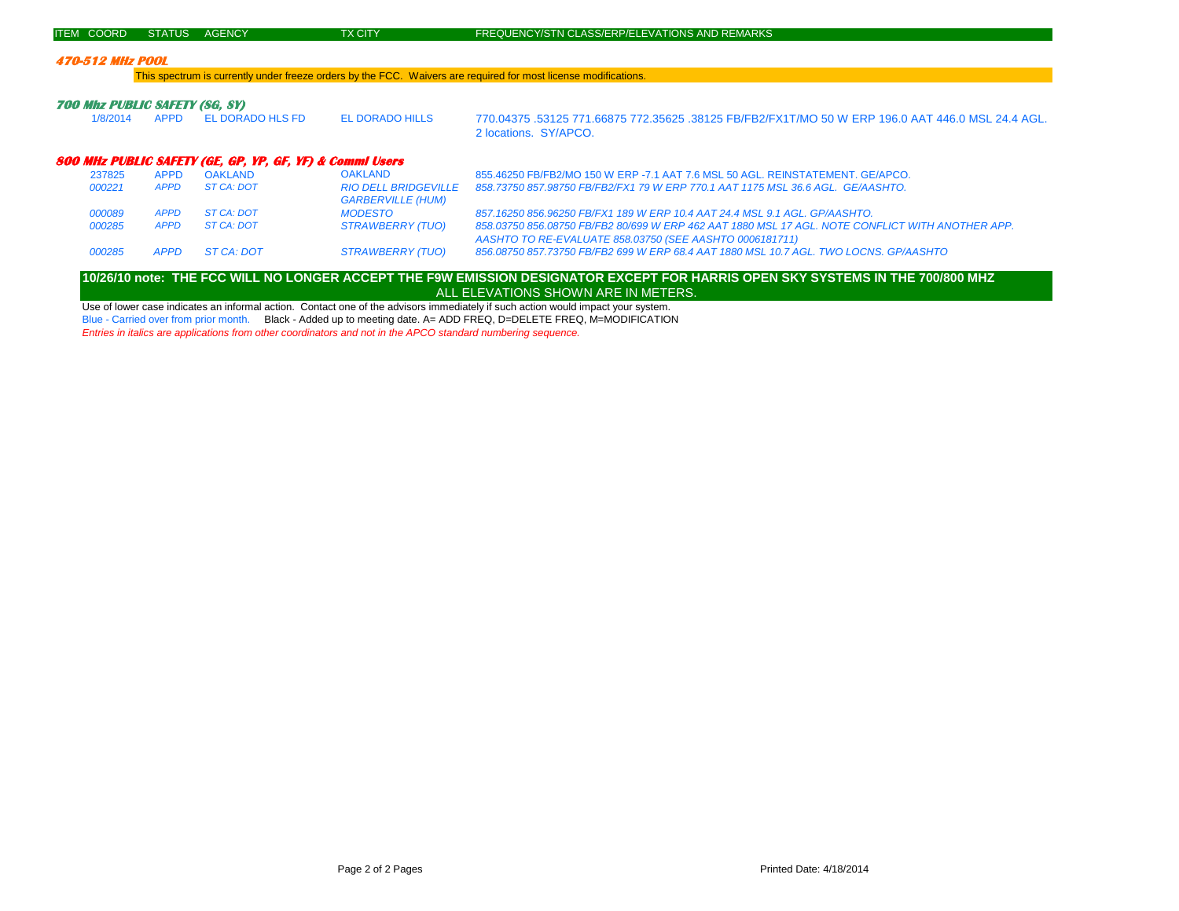| ITEM | COORD | STATUS | AGENCY | TX CITY | FREQUENCY/STN CLASS/ERP/ELEVATIONS AND REMARKS |
|---|---|---|---|---|---|

***470-512 MHz POOL***

This spectrum is currently under freeze orders by the FCC. Waivers are required for most license modifications.

***700 Mhz PUBLIC SAFETY (SG, SY)***

| ITEM | COORD | STATUS | AGENCY | TX CITY | FREQUENCY/STN CLASS/ERP/ELEVATIONS AND REMARKS |
|---|---|---|---|---|---|
| | 1/8/2014 | APPD | EL DORADO HLS FD | EL DORADO HILLS | 770.04375 .53125 771.66875 772.35625 .38125 FB/FB2/FX1T/MO 50 W ERP 196.0 AAT 446.0 MSL 24.4 AGL. 2 locations. SY/APCO. |

***800 MHz PUBLIC SAFETY (GE, GP, YP, GF, YF) & Comml Users***

| ITEM | COORD | STATUS | AGENCY | TX CITY | FREQUENCY/STN CLASS/ERP/ELEVATIONS AND REMARKS |
|---|---|---|---|---|---|
| | 237825 | APPD | OAKLAND | OAKLAND | 855.46250 FB/FB2/MO 150 W ERP -7.1 AAT 7.6 MSL 50 AGL. REINSTATEMENT. GE/APCO. |
| | *000221* | *APPD* | *ST CA: DOT* | *RIO DELL BRIDGEVILLE GARBERVILLE (HUM)* | *858.73750 857.98750 FB/FB2/FX1 79 W ERP 770.1 AAT 1175 MSL 36.6 AGL. GE/AASHTO.* |
| | *000089* | *APPD* | *ST CA: DOT* | *MODESTO* | *857.16250 856.96250 FB/FX1 189 W ERP 10.4 AAT 24.4 MSL 9.1 AGL. GP/AASHTO.* |
| | *000285* | *APPD* | *ST CA: DOT* | *STRAWBERRY (TUO)* | *858.03750 856.08750 FB/FB2 80/699 W ERP 462 AAT 1880 MSL 17 AGL. NOTE CONFLICT WITH ANOTHER APP. AASHTO TO RE-EVALUATE 858.03750 (SEE AASHTO 0006181711)* |
| | *000285* | *APPD* | *ST CA: DOT* | *STRAWBERRY (TUO)* | *856.08750 857.73750 FB/FB2 699 W ERP 68.4 AAT 1880 MSL 10.7 AGL. TWO LOCNS. GP/AASHTO* |

**10/26/10 note: THE FCC WILL NO LONGER ACCEPT THE F9W EMISSION DESIGNATOR EXCEPT FOR HARRIS OPEN SKY SYSTEMS IN THE 700/800 MHZ**

ALL ELEVATIONS SHOWN ARE IN METERS.

Use of lower case indicates an informal action. Contact one of the advisors immediately if such action would impact your system.

Blue - Carried over from prior month. Black - Added up to meeting date. A= ADD FREQ, D=DELETE FREQ, M=MODIFICATION

*Entries in italics are applications from other coordinators and not in the APCO standard numbering sequence.*

Printed Date: 4/18/2014